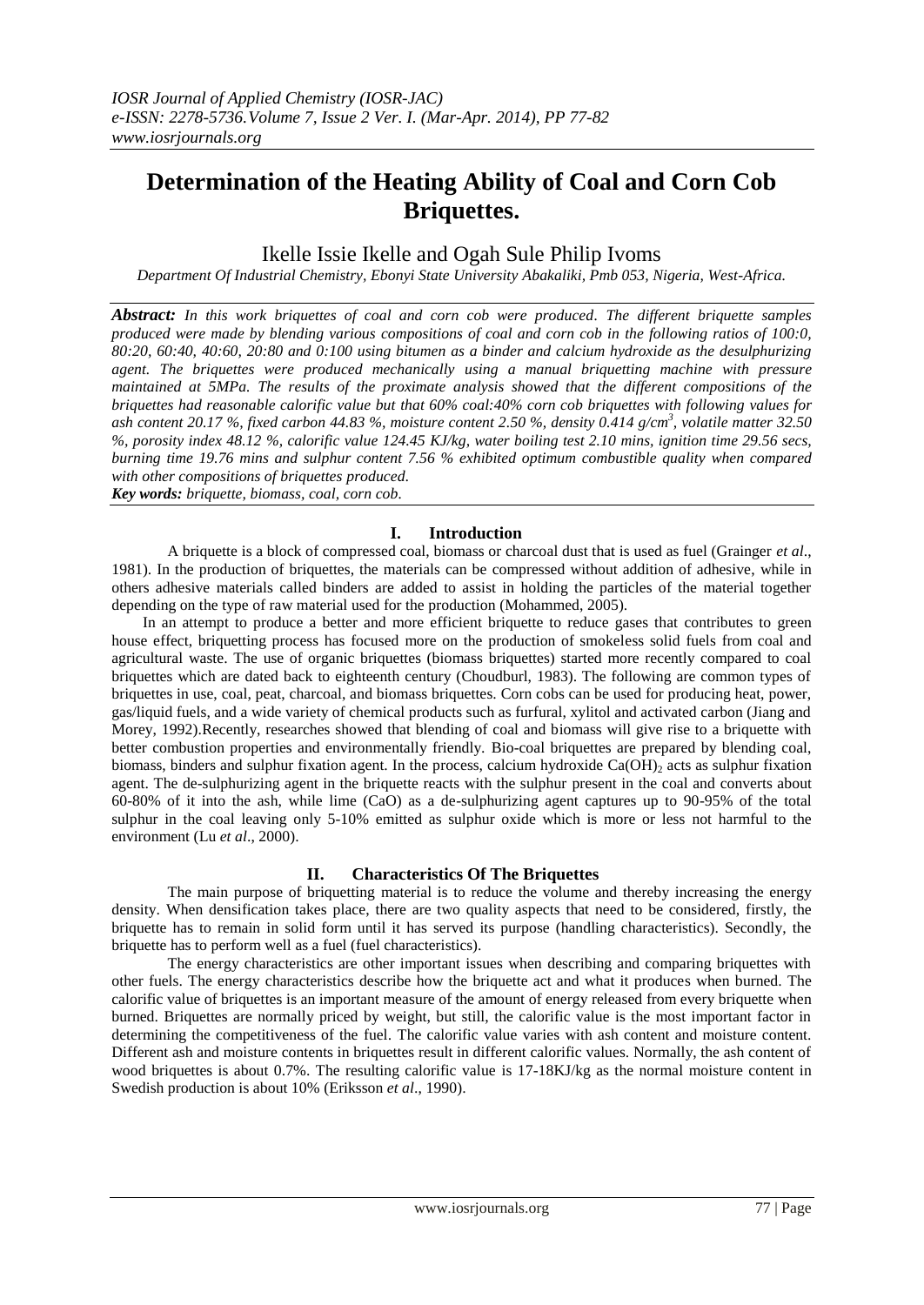# Determination of the Heating Ability of Coal and Corn Cob Briquettes.

Ikelle Issie Ikelle and Ogah Sule Philip Ivoms

*Department Of Industrial Chemistry, Ebonyi State University Abakaliki, Pmb 053, Nigeria, West-Africa.*

***Abstract:*** *In this work briquettes of coal and corn cob were produced. The different briquette samples produced were made by blending various compositions of coal and corn cob in the following ratios of 100:0, 80:20, 60:40, 40:60, 20:80 and 0:100 using bitumen as a binder and calcium hydroxide as the desulphurizing agent. The briquettes were produced mechanically using a manual briquetting machine with pressure maintained at 5MPa. The results of the proximate analysis showed that the different compositions of the briquettes had reasonable calorific value but that 60% coal:40% corn cob briquettes with following values for ash content 20.17 %, fixed carbon 44.83 %, moisture content 2.50 %, density 0.414 g/cm$^3$, volatile matter 32.50 %, porosity index 48.12 %, calorific value 124.45 KJ/kg, water boiling test 2.10 mins, ignition time 29.56 secs, burning time 19.76 mins and sulphur content 7.56 % exhibited optimum combustible quality when compared with other compositions of briquettes produced.*

***Key words:*** *briquette, biomass, coal, corn cob.*

## I. Introduction

A briquette is a block of compressed coal, biomass or charcoal dust that is used as fuel (Grainger *et al*., 1981). In the production of briquettes, the materials can be compressed without addition of adhesive, while in others adhesive materials called binders are added to assist in holding the particles of the material together depending on the type of raw material used for the production (Mohammed, 2005).

In an attempt to produce a better and more efficient briquette to reduce gases that contributes to green house effect, briquetting process has focused more on the production of smokeless solid fuels from coal and agricultural waste. The use of organic briquettes (biomass briquettes) started more recently compared to coal briquettes which are dated back to eighteenth century (Choudburl, 1983). The following are common types of briquettes in use, coal, peat, charcoal, and biomass briquettes. Corn cobs can be used for producing heat, power, gas/liquid fuels, and a wide variety of chemical products such as furfural, xylitol and activated carbon (Jiang and Morey, 1992).Recently, researches showed that blending of coal and biomass will give rise to a briquette with better combustion properties and environmentally friendly. Bio-coal briquettes are prepared by blending coal, biomass, binders and sulphur fixation agent. In the process, calcium hydroxide $Ca(OH)_2$ acts as sulphur fixation agent. The de-sulphurizing agent in the briquette reacts with the sulphur present in the coal and converts about 60-80% of it into the ash, while lime (CaO) as a de-sulphurizing agent captures up to 90-95% of the total sulphur in the coal leaving only 5-10% emitted as sulphur oxide which is more or less not harmful to the environment (Lu *et al*., 2000).

## II. Characteristics Of The Briquettes

The main purpose of briquetting material is to reduce the volume and thereby increasing the energy density. When densification takes place, there are two quality aspects that need to be considered, firstly, the briquette has to remain in solid form until it has served its purpose (handling characteristics). Secondly, the briquette has to perform well as a fuel (fuel characteristics).

The energy characteristics are other important issues when describing and comparing briquettes with other fuels. The energy characteristics describe how the briquette act and what it produces when burned. The calorific value of briquettes is an important measure of the amount of energy released from every briquette when burned. Briquettes are normally priced by weight, but still, the calorific value is the most important factor in determining the competitiveness of the fuel. The calorific value varies with ash content and moisture content. Different ash and moisture contents in briquettes result in different calorific values. Normally, the ash content of wood briquettes is about 0.7%. The resulting calorific value is 17-18KJ/kg as the normal moisture content in Swedish production is about 10% (Eriksson *et al*., 1990).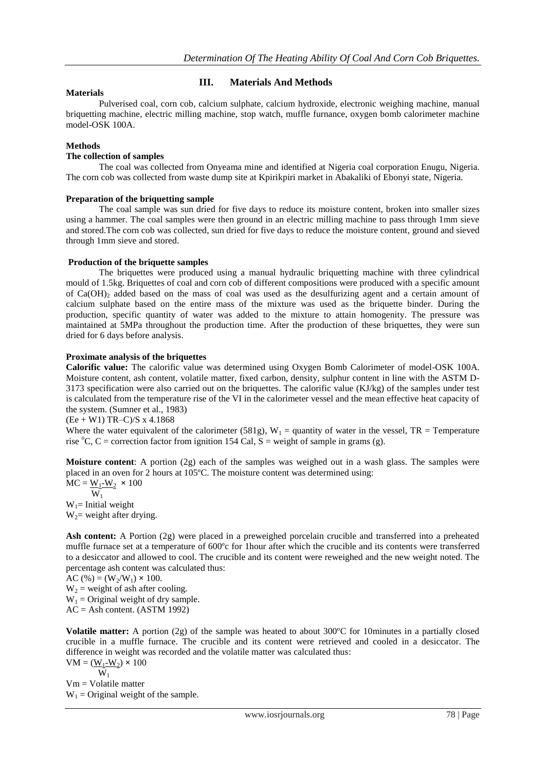## III. Materials And Methods

### Materials

Pulverised coal, corn cob, calcium sulphate, calcium hydroxide, electronic weighing machine, manual briquetting machine, electric milling machine, stop watch, muffle furnance, oxygen bomb calorimeter machine model-OSK 100A.

### Methods

#### The collection of samples

The coal was collected from Onyeama mine and identified at Nigeria coal corporation Enugu, Nigeria. The corn cob was collected from waste dump site at Kpirikpiri market in Abakaliki of Ebonyi state, Nigeria.

#### Preparation of the briquetting sample

The coal sample was sun dried for five days to reduce its moisture content, broken into smaller sizes using a hammer. The coal samples were then ground in an electric milling machine to pass through 1mm sieve and stored.The corn cob was collected, sun dried for five days to reduce the moisture content, ground and sieved through 1mm sieve and stored.

#### Production of the briquette samples

The briquettes were produced using a manual hydraulic briquetting machine with three cylindrical mould of 1.5kg. Briquettes of coal and corn cob of different compositions were produced with a specific amount of $Ca(OH)_2$ added based on the mass of coal was used as the desulfurizing agent and a certain amount of calcium sulphate based on the entire mass of the mixture was used as the briquette binder. During the production, specific quantity of water was added to the mixture to attain homogenity. The pressure was maintained at 5MPa throughout the production time. After the production of these briquettes, they were sun dried for 6 days before analysis.

#### Proximate analysis of the briquettes

**Calorific value:** The calorific value was determined using Oxygen Bomb Calorimeter of model-OSK 100A. Moisture content, ash content, volatile matter, fixed carbon, density, sulphur content in line with the ASTM D-3173 specification were also carried out on the briquettes. The calorific value (KJ/kg) of the samples under test is calculated from the temperature rise of the VI in the calorimeter vessel and the mean effective heat capacity of the system. (Sumner et al., 1983)

$$(Ee + W1)\ TR–C)/S \times 4.1868$$

Where the water equivalent of the calorimeter (581g), $W_1$ = quantity of water in the vessel, TR = Temperature rise $^{o}C$, C = correction factor from ignition 154 Cal, S = weight of sample in grams (g).

**Moisture content**: A portion (2g) each of the samples was weighed out in a wash glass. The samples were placed in an oven for 2 hours at 105ºC. The moisture content was determined using:

$$MC = \frac{W_1 - W_2}{W_1} \times 100$$

$W_1$= Initial weight
$W_2$= weight after drying.

**Ash content:** A Portion (2g) were placed in a preweighed porcelain crucible and transferred into a preheated muffle furnace set at a temperature of 600ºc for 1hour after which the crucible and its contents were transferred to a desiccator and allowed to cool. The crucible and its content were reweighed and the new weight noted. The percentage ash content was calculated thus:

$$AC\ (\%) = (W_2/W_1) \times 100.$$

$W_2$ = weight of ash after cooling.
$W_1$ = Original weight of dry sample.
AC = Ash content. (ASTM 1992)

**Volatile matter:** A portion (2g) of the sample was heated to about 300ºC for 10minutes in a partially closed crucible in a muffle furnace. The crucible and its content were retrieved and cooled in a desiccator. The difference in weight was recorded and the volatile matter was calculated thus:

$$VM = \frac{(W_1 - W_2)}{W_1} \times 100$$

Vm = Volatile matter
$W_1$ = Original weight of the sample.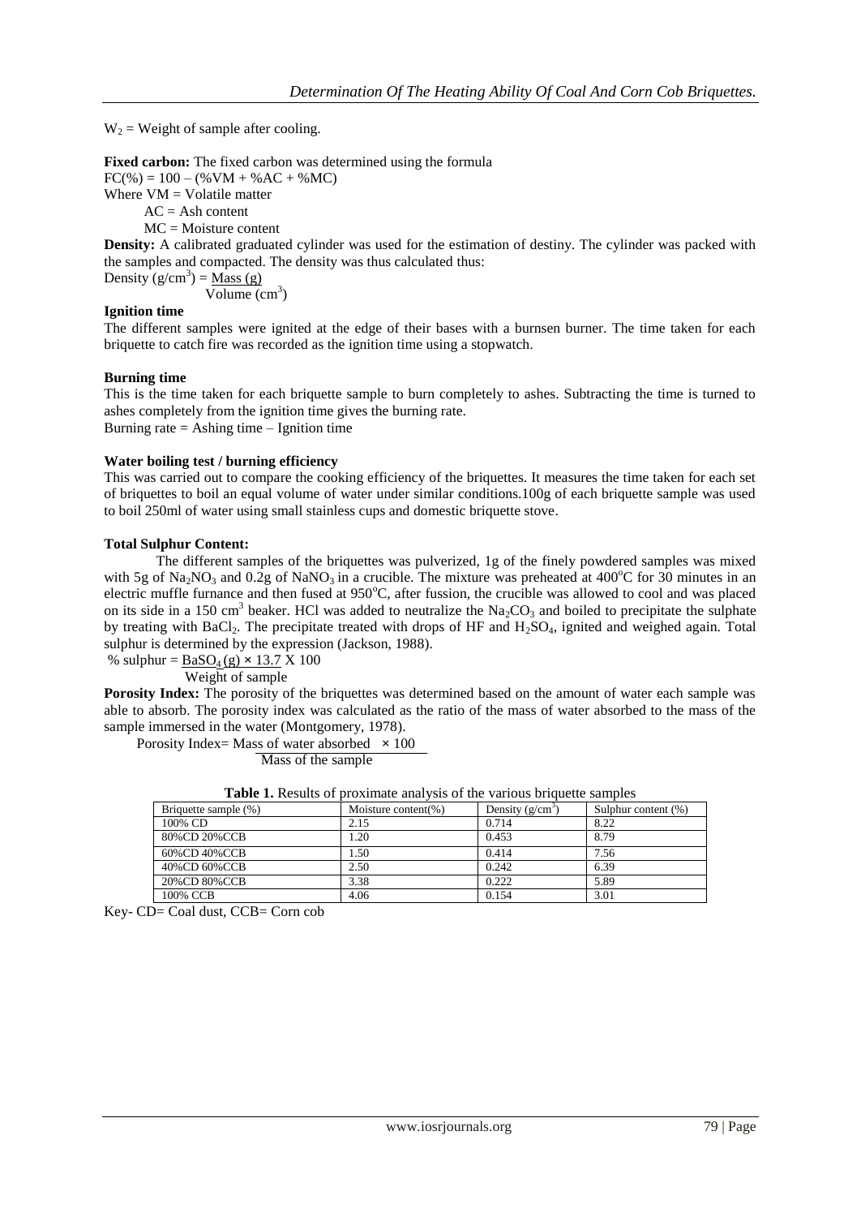$W_2$ = Weight of sample after cooling.

**Fixed carbon:** The fixed carbon was determined using the formula

$FC(\%) = 100 - (\%VM + \%AC + \%MC)$

Where VM = Volatile matter

AC = Ash content

MC = Moisture content

**Density:** A calibrated graduated cylinder was used for the estimation of destiny. The cylinder was packed with the samples and compacted. The density was thus calculated thus:

$$\text{Density } (g/cm^3) = \frac{\text{Mass (g)}}{\text{Volume } (cm^3)}$$

**Ignition time**

The different samples were ignited at the edge of their bases with a burnsen burner. The time taken for each briquette to catch fire was recorded as the ignition time using a stopwatch.

**Burning time**

This is the time taken for each briquette sample to burn completely to ashes. Subtracting the time is turned to ashes completely from the ignition time gives the burning rate.

Burning rate = Ashing time – Ignition time

**Water boiling test / burning efficiency**

This was carried out to compare the cooking efficiency of the briquettes. It measures the time taken for each set of briquettes to boil an equal volume of water under similar conditions.100g of each briquette sample was used to boil 250ml of water using small stainless cups and domestic briquette stove.

**Total Sulphur Content:**

The different samples of the briquettes was pulverized, 1g of the finely powdered samples was mixed with 5g of $Na_2NO_3$ and 0.2g of $NaNO_3$ in a crucible. The mixture was preheated at 400°C for 30 minutes in an electric muffle furnance and then fused at 950°C, after fussion, the crucible was allowed to cool and was placed on its side in a 150 $cm^3$ beaker. HCl was added to neutralize the $Na_2CO_3$ and boiled to precipitate the sulphate by treating with $BaCl_2$. The precipitate treated with drops of HF and $H_2SO_4$, ignited and weighed again. Total sulphur is determined by the expression (Jackson, 1988).

$$\% \text{ sulphur} = \frac{BaSO_4\,(g) \times 13.7}{\text{Weight of sample}} \times 100$$

**Porosity Index:** The porosity of the briquettes was determined based on the amount of water each sample was able to absorb. The porosity index was calculated as the ratio of the mass of water absorbed to the mass of the sample immersed in the water (Montgomery, 1978).

$$\text{Porosity Index} = \frac{\text{Mass of water absorbed} \times 100}{\text{Mass of the sample}}$$

**Table 1.** Results of proximate analysis of the various briquette samples

| Briquette sample (%) | Moisture content(%) | Density ($g/cm^3$) | Sulphur content (%) |
|---|---|---|---|
| 100% CD | 2.15 | 0.714 | 8.22 |
| 80%CD 20%CCB | 1.20 | 0.453 | 8.79 |
| 60%CD 40%CCB | 1.50 | 0.414 | 7.56 |
| 40%CD 60%CCB | 2.50 | 0.242 | 6.39 |
| 20%CD 80%CCB | 3.38 | 0.222 | 5.89 |
| 100% CCB | 4.06 | 0.154 | 3.01 |

Key- CD= Coal dust, CCB= Corn cob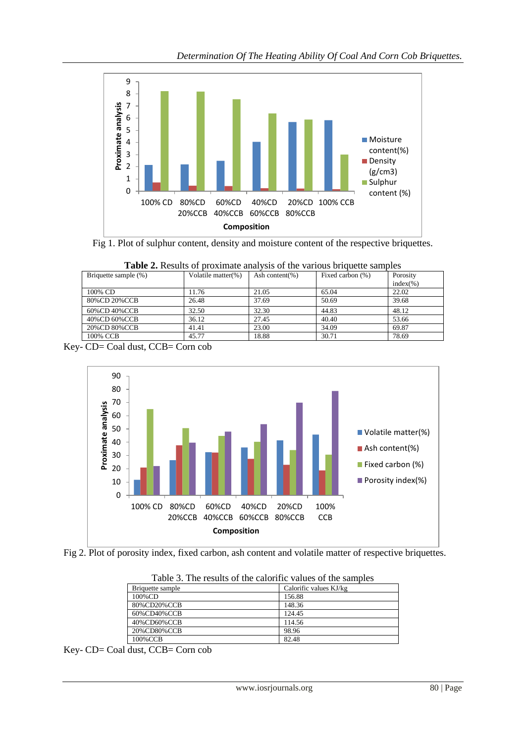Fig 1. Plot of sulphur content, density and moisture content of the respective briquettes.

**Table 2.** Results of proximate analysis of the various briquette samples

| Briquette sample (%) | Volatile matter(%) | Ash content(%) | Fixed carbon (%) | Porosity index(%) |
|---|---|---|---|---|
| 100% CD | 11.76 | 21.05 | 65.04 | 22.02 |
| 80%CD 20%CCB | 26.48 | 37.69 | 50.69 | 39.68 |
| 60%CD 40%CCB | 32.50 | 32.30 | 44.83 | 48.12 |
| 40%CD 60%CCB | 36.12 | 27.45 | 40.40 | 53.66 |
| 20%CD 80%CCB | 41.41 | 23.00 | 34.09 | 69.87 |
| 100% CCB | 45.77 | 18.88 | 30.71 | 78.69 |

Key- CD= Coal dust, CCB= Corn cob

Fig 2. Plot of porosity index, fixed carbon, ash content and volatile matter of respective briquettes.

Table 3. The results of the calorific values of the samples

| Briquette sample | Calorific values KJ/kg |
|---|---|
| 100%CD | 156.88 |
| 80%CD20%CCB | 148.36 |
| 60%CD40%CCB | 124.45 |
| 40%CD60%CCB | 114.56 |
| 20%CD80%CCB | 98.96 |
| 100%CCB | 82.48 |

Key- CD= Coal dust, CCB= Corn cob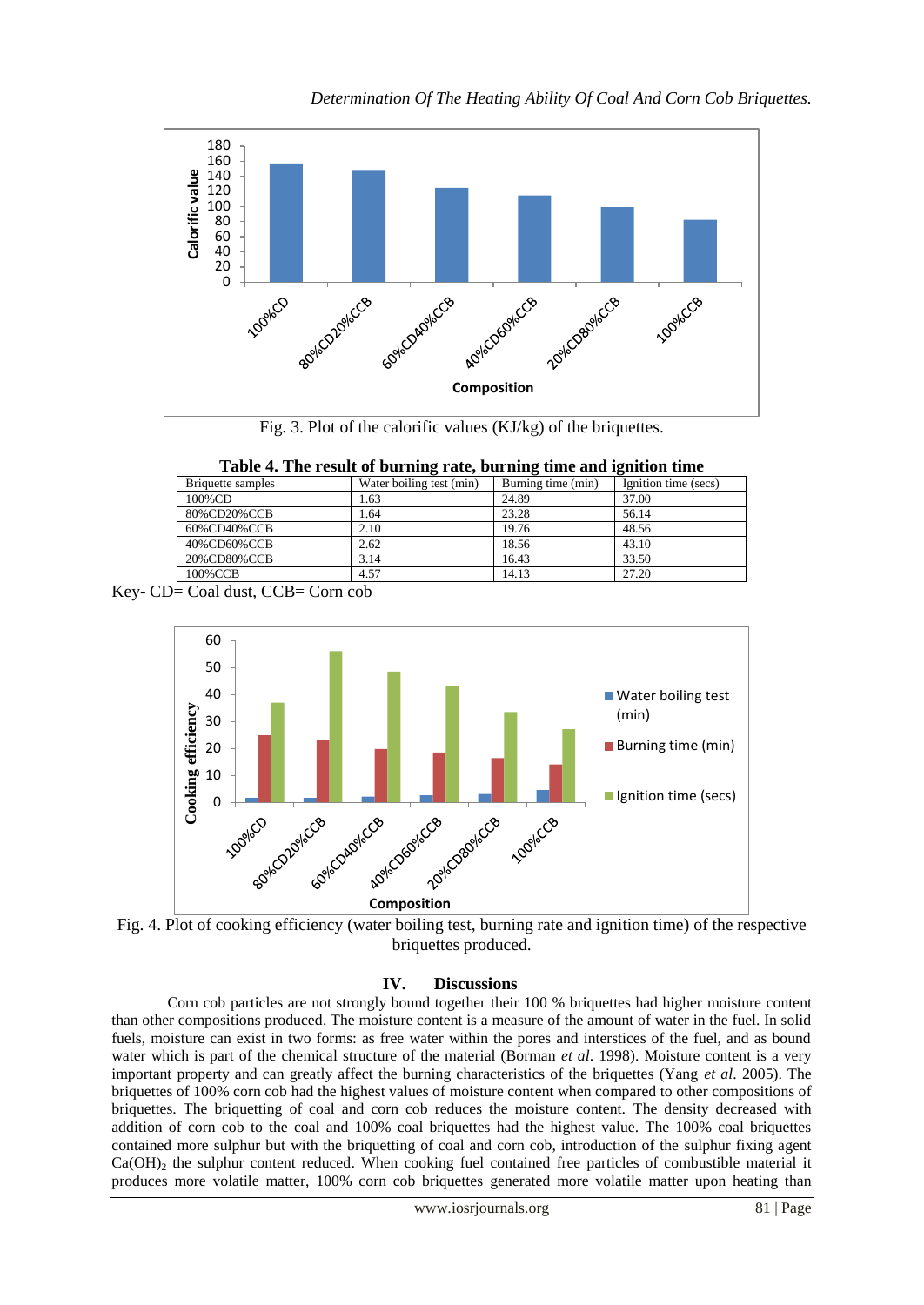Fig. 3. Plot of the calorific values (KJ/kg) of the briquettes.

**Table 4. The result of burning rate, burning time and ignition time**

| Briquette samples | Water boiling test (min) | Burning time (min) | Ignition time (secs) |
|---|---|---|---|
| 100%CD | 1.63 | 24.89 | 37.00 |
| 80%CD20%CCB | 1.64 | 23.28 | 56.14 |
| 60%CD40%CCB | 2.10 | 19.76 | 48.56 |
| 40%CD60%CCB | 2.62 | 18.56 | 43.10 |
| 20%CD80%CCB | 3.14 | 16.43 | 33.50 |
| 100%CCB | 4.57 | 14.13 | 27.20 |

Key- CD= Coal dust, CCB= Corn cob

Fig. 4. Plot of cooking efficiency (water boiling test, burning rate and ignition time) of the respective briquettes produced.

## IV. Discussions

Corn cob particles are not strongly bound together their 100 % briquettes had higher moisture content than other compositions produced. The moisture content is a measure of the amount of water in the fuel. In solid fuels, moisture can exist in two forms: as free water within the pores and interstices of the fuel, and as bound water which is part of the chemical structure of the material (Borman *et al*. 1998). Moisture content is a very important property and can greatly affect the burning characteristics of the briquettes (Yang *et al*. 2005). The briquettes of 100% corn cob had the highest values of moisture content when compared to other compositions of briquettes. The briquetting of coal and corn cob reduces the moisture content. The density decreased with addition of corn cob to the coal and 100% coal briquettes had the highest value. The 100% coal briquettes contained more sulphur but with the briquetting of coal and corn cob, introduction of the sulphur fixing agent $Ca(OH)_2$ the sulphur content reduced. When cooking fuel contained free particles of combustible material it produces more volatile matter, 100% corn cob briquettes generated more volatile matter upon heating than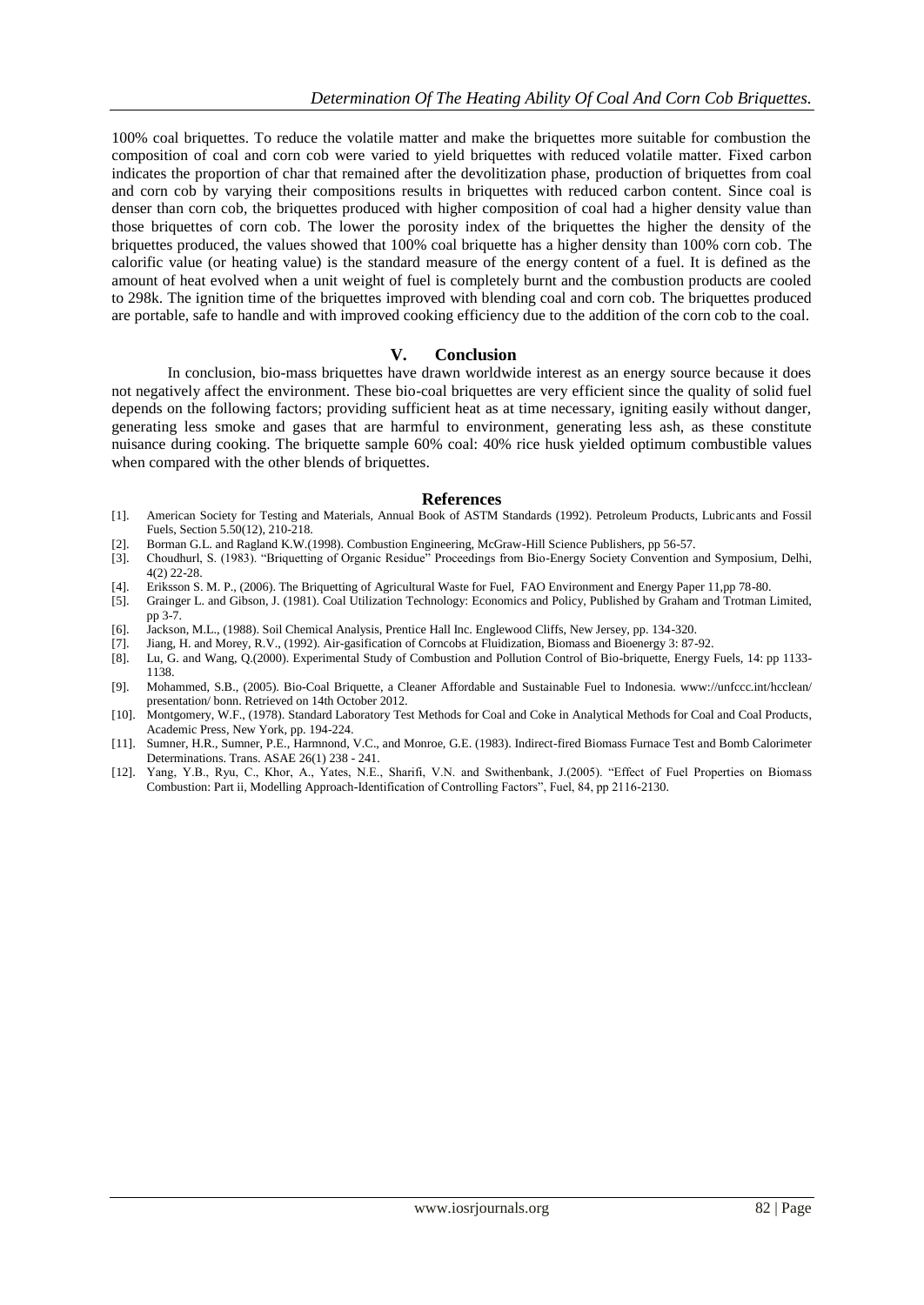100% coal briquettes. To reduce the volatile matter and make the briquettes more suitable for combustion the composition of coal and corn cob were varied to yield briquettes with reduced volatile matter. Fixed carbon indicates the proportion of char that remained after the devolitization phase, production of briquettes from coal and corn cob by varying their compositions results in briquettes with reduced carbon content. Since coal is denser than corn cob, the briquettes produced with higher composition of coal had a higher density value than those briquettes of corn cob. The lower the porosity index of the briquettes the higher the density of the briquettes produced, the values showed that 100% coal briquette has a higher density than 100% corn cob. The calorific value (or heating value) is the standard measure of the energy content of a fuel. It is defined as the amount of heat evolved when a unit weight of fuel is completely burnt and the combustion products are cooled to 298k. The ignition time of the briquettes improved with blending coal and corn cob. The briquettes produced are portable, safe to handle and with improved cooking efficiency due to the addition of the corn cob to the coal.

## V. Conclusion

In conclusion, bio-mass briquettes have drawn worldwide interest as an energy source because it does not negatively affect the environment. These bio-coal briquettes are very efficient since the quality of solid fuel depends on the following factors; providing sufficient heat as at time necessary, igniting easily without danger, generating less smoke and gases that are harmful to environment, generating less ash, as these constitute nuisance during cooking. The briquette sample 60% coal: 40% rice husk yielded optimum combustible values when compared with the other blends of briquettes.

## References

[1]. American Society for Testing and Materials, Annual Book of ASTM Standards (1992). Petroleum Products, Lubricants and Fossil Fuels, Section 5.50(12), 210-218.

[2]. Borman G.L. and Ragland K.W.(1998). Combustion Engineering, McGraw-Hill Science Publishers, pp 56-57.

[3]. Choudhurl, S. (1983). "Briquetting of Organic Residue" Proceedings from Bio-Energy Society Convention and Symposium, Delhi, 4(2) 22-28.

[4]. Eriksson S. M. P., (2006). The Briquetting of Agricultural Waste for Fuel, FAO Environment and Energy Paper 11,pp 78-80.

[5]. Grainger L. and Gibson, J. (1981). Coal Utilization Technology: Economics and Policy, Published by Graham and Trotman Limited, pp 3-7.

[6]. Jackson, M.L., (1988). Soil Chemical Analysis, Prentice Hall Inc. Englewood Cliffs, New Jersey, pp. 134-320.

[7]. Jiang, H. and Morey, R.V., (1992). Air-gasification of Corncobs at Fluidization, Biomass and Bioenergy 3: 87-92.

[8]. Lu, G. and Wang, Q.(2000). Experimental Study of Combustion and Pollution Control of Bio-briquette, Energy Fuels, 14: pp 1133-1138.

[9]. Mohammed, S.B., (2005). Bio-Coal Briquette, a Cleaner Affordable and Sustainable Fuel to Indonesia. www://unfccc.int/hcclean/ presentation/ bonn. Retrieved on 14th October 2012.

[10]. Montgomery, W.F., (1978). Standard Laboratory Test Methods for Coal and Coke in Analytical Methods for Coal and Coal Products, Academic Press, New York, pp. 194-224.

[11]. Sumner, H.R., Sumner, P.E., Harmnond, V.C., and Monroe, G.E. (1983). Indirect-fired Biomass Furnace Test and Bomb Calorimeter Determinations. Trans. ASAE 26(1) 238 - 241.

[12]. Yang, Y.B., Ryu, C., Khor, A., Yates, N.E., Sharifi, V.N. and Swithenbank, J.(2005). "Effect of Fuel Properties on Biomass Combustion: Part ii, Modelling Approach-Identification of Controlling Factors", Fuel, 84, pp 2116-2130.